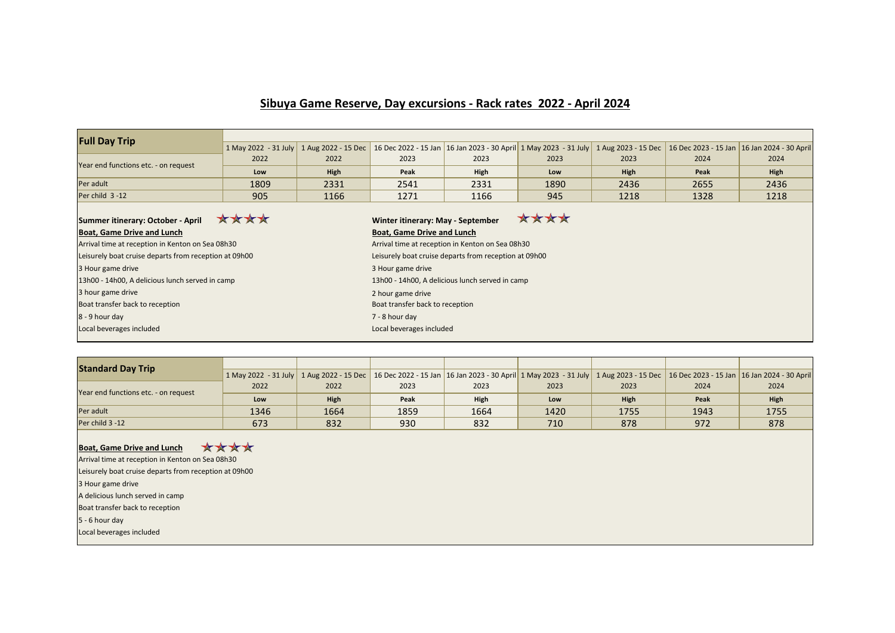# Sibuya Game Reserve, Day excursions - Rack rates 2022 - April 2024

| **Full Day Trip** | 1 May 2022 - 31 July | 1 Aug 2022 - 15 Dec | 16 Dec 2022 - 15 Jan | 16 Jan 2023 - 30 April | 1 May 2023 - 31 July | 1 Aug 2023 - 15 Dec | 16 Dec 2023 - 15 Jan | 16 Jan 2024 - 30 April |
|---|---|---|---|---|---|---|---|---|
| Year end functions etc. - on request | 2022 | 2022 | 2023 | 2023 | 2023 | 2023 | 2024 | 2024 |
| | **Low** | **High** | **Peak** | **High** | **Low** | **High** | **Peak** | **High** |
| Per adult | 1809 | 2331 | 2541 | 2331 | 1890 | 2436 | 2655 | 2436 |
| Per child 3 -12 | 905 | 1166 | 1271 | 1166 | 945 | 1218 | 1328 | 1218 |

**Summer itinerary: October - April** ★★★★

**Boat, Game Drive and Lunch**

Arrival time at reception in Kenton on Sea 08h30

Leisurely boat cruise departs from reception at 09h00

3 Hour game drive

13h00 - 14h00, A delicious lunch served in camp

3 hour game drive

Boat transfer back to reception

8 - 9 hour day

Local beverages included

**Winter itinerary: May - September** ★★★★

**Boat, Game Drive and Lunch**

Arrival time at reception in Kenton on Sea 08h30

Leisurely boat cruise departs from reception at 09h00

3 Hour game drive

13h00 - 14h00, A delicious lunch served in camp

2 hour game drive

Boat transfer back to reception

7 - 8 hour day

Local beverages included

| **Standard Day Trip** | 1 May 2022 - 31 July | 1 Aug 2022 - 15 Dec | 16 Dec 2022 - 15 Jan | 16 Jan 2023 - 30 April | 1 May 2023 - 31 July | 1 Aug 2023 - 15 Dec | 16 Dec 2023 - 15 Jan | 16 Jan 2024 - 30 April |
|---|---|---|---|---|---|---|---|---|
| Year end functions etc. - on request | 2022 | 2022 | 2023 | 2023 | 2023 | 2023 | 2024 | 2024 |
| | **Low** | **High** | **Peak** | **High** | **Low** | **High** | **Peak** | **High** |
| Per adult | 1346 | 1664 | 1859 | 1664 | 1420 | 1755 | 1943 | 1755 |
| Per child 3 -12 | 673 | 832 | 930 | 832 | 710 | 878 | 972 | 878 |

**Boat, Game Drive and Lunch** ★★★★

Arrival time at reception in Kenton on Sea 08h30

Leisurely boat cruise departs from reception at 09h00

3 Hour game drive

A delicious lunch served in camp

Boat transfer back to reception

5 - 6 hour day

Local beverages included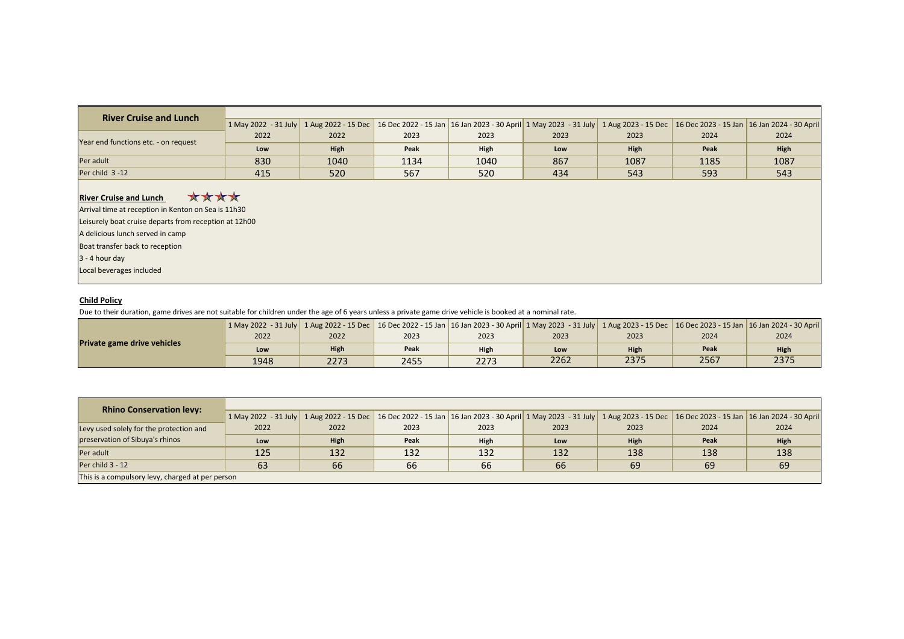| River Cruise and Lunch | 1 May 2022 - 31 July | 1 Aug 2022 - 15 Dec | 16 Dec 2022 - 15 Jan | 16 Jan 2023 - 30 April | 1 May 2023 - 31 July | 1 Aug 2023 - 15 Dec | 16 Dec 2023 - 15 Jan | 16 Jan 2024 - 30 April |
|---|---|---|---|---|---|---|---|---|
| Year end functions etc. - on request | 2022 | 2022 | 2023 | 2023 | 2023 | 2023 | 2024 | 2024 |
| | Low | High | Peak | High | Low | High | Peak | High |
| Per adult | 830 | 1040 | 1134 | 1040 | 867 | 1087 | 1185 | 1087 |
| Per child 3 -12 | 415 | 520 | 567 | 520 | 434 | 543 | 593 | 543 |

**River Cruise and Lunch** ★★★★

Arrival time at reception in Kenton on Sea is 11h30

Leisurely boat cruise departs from reception at 12h00

A delicious lunch served in camp

Boat transfer back to reception

3 - 4 hour day

Local beverages included

**Child Policy**

Due to their duration, game drives are not suitable for children under the age of 6 years unless a private game drive vehicle is booked at a nominal rate.

| Private game drive vehicles | 1 May 2022 - 31 July | 1 Aug 2022 - 15 Dec | 16 Dec 2022 - 15 Jan | 16 Jan 2023 - 30 April | 1 May 2023 - 31 July | 1 Aug 2023 - 15 Dec | 16 Dec 2023 - 15 Jan | 16 Jan 2024 - 30 April |
|---|---|---|---|---|---|---|---|---|
| | 2022 | 2022 | 2023 | 2023 | 2023 | 2023 | 2024 | 2024 |
| | Low | High | Peak | High | Low | High | Peak | High |
| | 1948 | 2273 | 2455 | 2273 | 2262 | 2375 | 2567 | 2375 |

| Rhino Conservation levy: | 1 May 2022 - 31 July | 1 Aug 2022 - 15 Dec | 16 Dec 2022 - 15 Jan | 16 Jan 2023 - 30 April | 1 May 2023 - 31 July | 1 Aug 2023 - 15 Dec | 16 Dec 2023 - 15 Jan | 16 Jan 2024 - 30 April |
|---|---|---|---|---|---|---|---|---|
| Levy used solely for the protection and | 2022 | 2022 | 2023 | 2023 | 2023 | 2023 | 2024 | 2024 |
| preservation of Sibuya's rhinos | Low | High | Peak | High | Low | High | Peak | High |
| Per adult | 125 | 132 | 132 | 132 | 132 | 138 | 138 | 138 |
| Per child 3 - 12 | 63 | 66 | 66 | 66 | 66 | 69 | 69 | 69 |
| This is a compulsory levy, charged at per person | | | | | | | | |